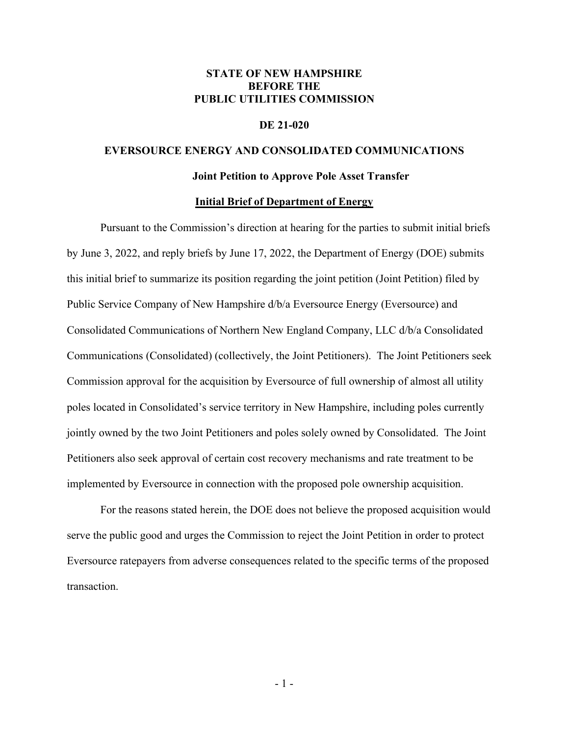**STATE OF NEW HAMPSHIRE**
**BEFORE THE**
**PUBLIC UTILITIES COMMISSION**

**DE 21-020**

**EVERSOURCE ENERGY AND CONSOLIDATED COMMUNICATIONS**

**Joint Petition to Approve Pole Asset Transfer**

**Initial Brief of Department of Energy**

Pursuant to the Commission's direction at hearing for the parties to submit initial briefs by June 3, 2022, and reply briefs by June 17, 2022, the Department of Energy (DOE) submits this initial brief to summarize its position regarding the joint petition (Joint Petition) filed by Public Service Company of New Hampshire d/b/a Eversource Energy (Eversource) and Consolidated Communications of Northern New England Company, LLC d/b/a Consolidated Communications (Consolidated) (collectively, the Joint Petitioners). The Joint Petitioners seek Commission approval for the acquisition by Eversource of full ownership of almost all utility poles located in Consolidated's service territory in New Hampshire, including poles currently jointly owned by the two Joint Petitioners and poles solely owned by Consolidated. The Joint Petitioners also seek approval of certain cost recovery mechanisms and rate treatment to be implemented by Eversource in connection with the proposed pole ownership acquisition.

For the reasons stated herein, the DOE does not believe the proposed acquisition would serve the public good and urges the Commission to reject the Joint Petition in order to protect Eversource ratepayers from adverse consequences related to the specific terms of the proposed transaction.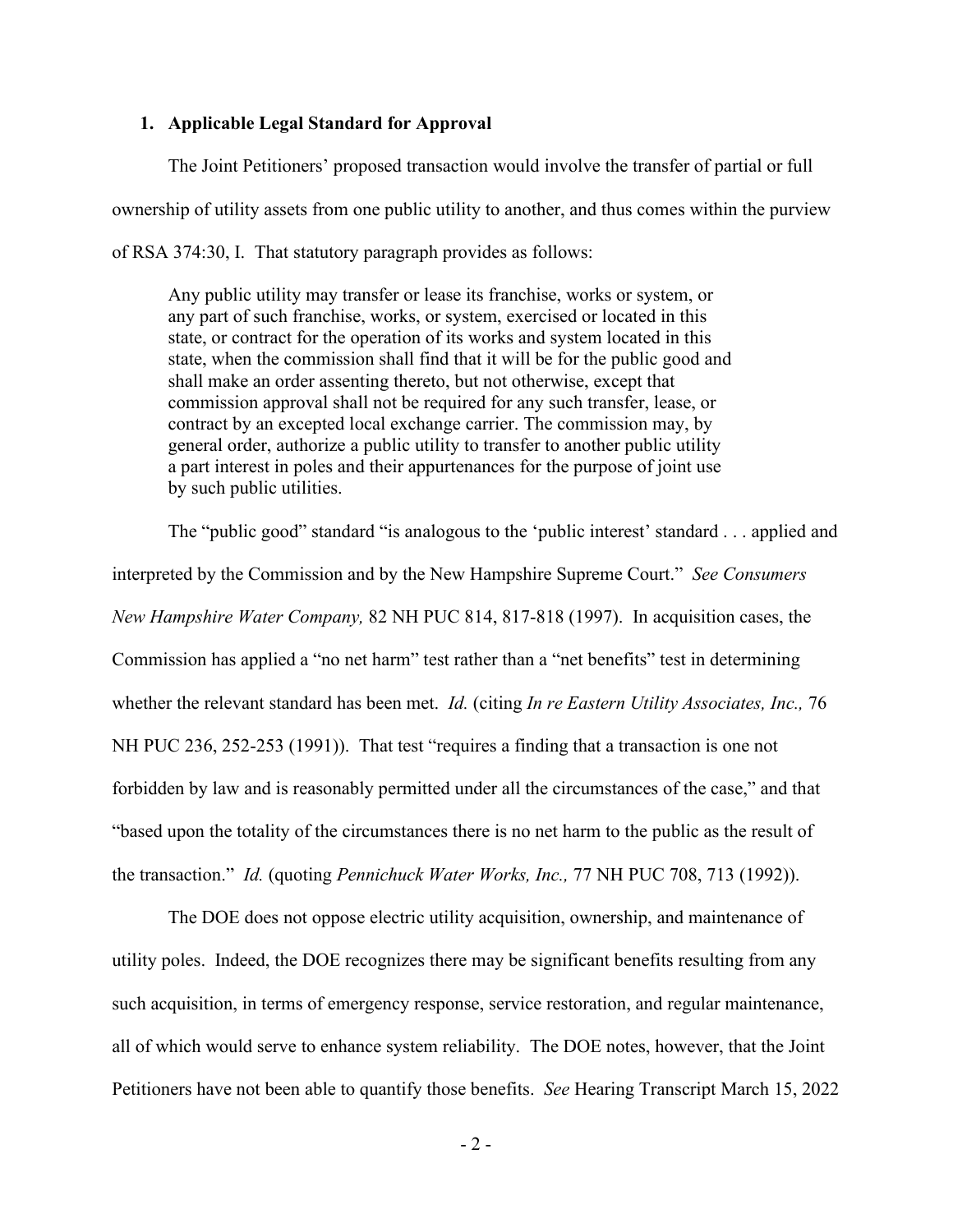### 1. Applicable Legal Standard for Approval

The Joint Petitioners' proposed transaction would involve the transfer of partial or full ownership of utility assets from one public utility to another, and thus comes within the purview of RSA 374:30, I. That statutory paragraph provides as follows:

> Any public utility may transfer or lease its franchise, works or system, or any part of such franchise, works, or system, exercised or located in this state, or contract for the operation of its works and system located in this state, when the commission shall find that it will be for the public good and shall make an order assenting thereto, but not otherwise, except that commission approval shall not be required for any such transfer, lease, or contract by an excepted local exchange carrier. The commission may, by general order, authorize a public utility to transfer to another public utility a part interest in poles and their appurtenances for the purpose of joint use by such public utilities.

The "public good" standard "is analogous to the 'public interest' standard . . . applied and interpreted by the Commission and by the New Hampshire Supreme Court." *See Consumers New Hampshire Water Company,* 82 NH PUC 814, 817-818 (1997). In acquisition cases, the Commission has applied a "no net harm" test rather than a "net benefits" test in determining whether the relevant standard has been met. *Id.* (citing *In re Eastern Utility Associates, Inc.,* 76 NH PUC 236, 252-253 (1991)). That test "requires a finding that a transaction is one not forbidden by law and is reasonably permitted under all the circumstances of the case," and that "based upon the totality of the circumstances there is no net harm to the public as the result of the transaction." *Id.* (quoting *Pennichuck Water Works, Inc.,* 77 NH PUC 708, 713 (1992)).

The DOE does not oppose electric utility acquisition, ownership, and maintenance of utility poles. Indeed, the DOE recognizes there may be significant benefits resulting from any such acquisition, in terms of emergency response, service restoration, and regular maintenance, all of which would serve to enhance system reliability. The DOE notes, however, that the Joint Petitioners have not been able to quantify those benefits. *See* Hearing Transcript March 15, 2022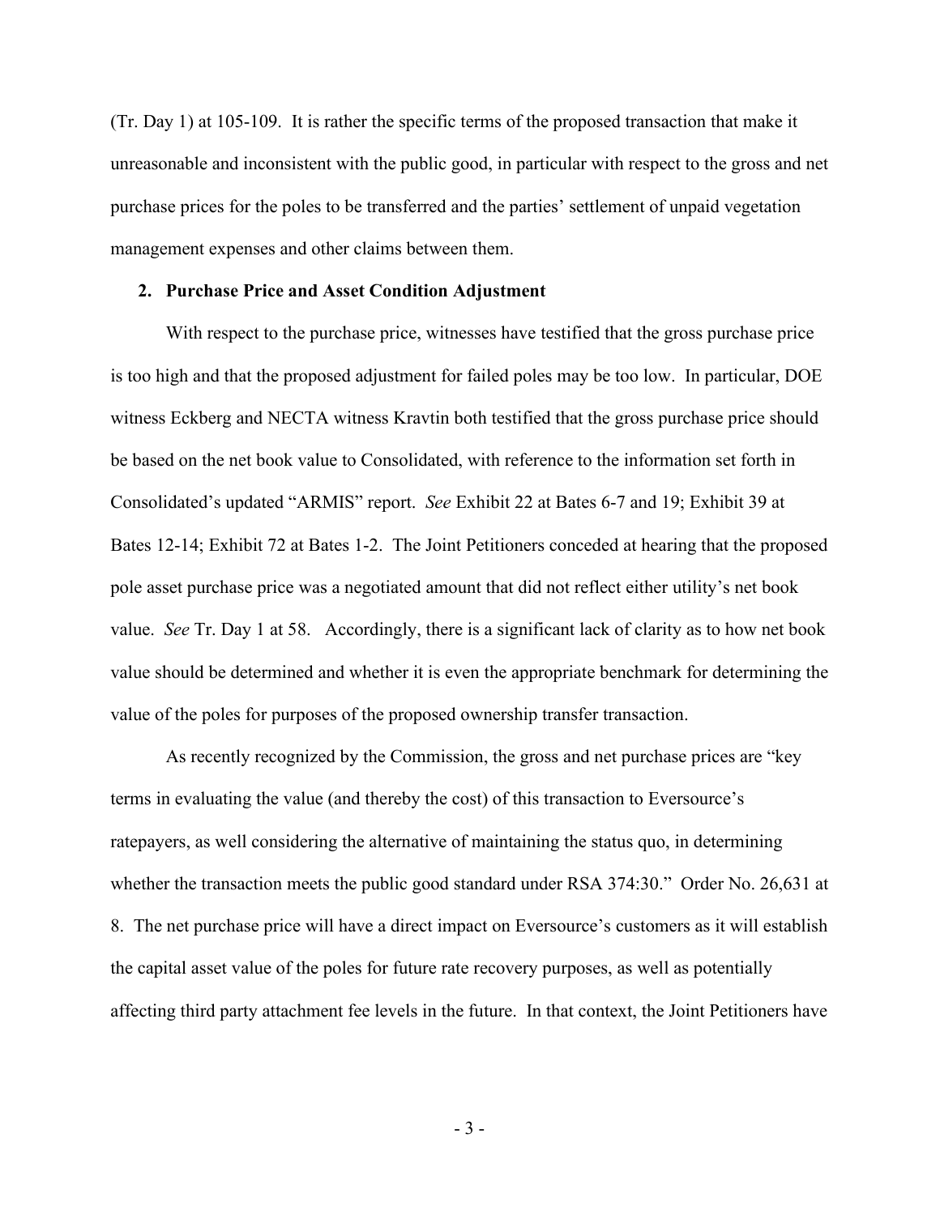(Tr. Day 1) at 105-109. It is rather the specific terms of the proposed transaction that make it unreasonable and inconsistent with the public good, in particular with respect to the gross and net purchase prices for the poles to be transferred and the parties' settlement of unpaid vegetation management expenses and other claims between them.

**2. Purchase Price and Asset Condition Adjustment**

With respect to the purchase price, witnesses have testified that the gross purchase price is too high and that the proposed adjustment for failed poles may be too low. In particular, DOE witness Eckberg and NECTA witness Kravtin both testified that the gross purchase price should be based on the net book value to Consolidated, with reference to the information set forth in Consolidated's updated "ARMIS" report. *See* Exhibit 22 at Bates 6-7 and 19; Exhibit 39 at Bates 12-14; Exhibit 72 at Bates 1-2. The Joint Petitioners conceded at hearing that the proposed pole asset purchase price was a negotiated amount that did not reflect either utility's net book value. *See* Tr. Day 1 at 58. Accordingly, there is a significant lack of clarity as to how net book value should be determined and whether it is even the appropriate benchmark for determining the value of the poles for purposes of the proposed ownership transfer transaction.

As recently recognized by the Commission, the gross and net purchase prices are "key terms in evaluating the value (and thereby the cost) of this transaction to Eversource's ratepayers, as well considering the alternative of maintaining the status quo, in determining whether the transaction meets the public good standard under RSA 374:30." Order No. 26,631 at 8. The net purchase price will have a direct impact on Eversource's customers as it will establish the capital asset value of the poles for future rate recovery purposes, as well as potentially affecting third party attachment fee levels in the future. In that context, the Joint Petitioners have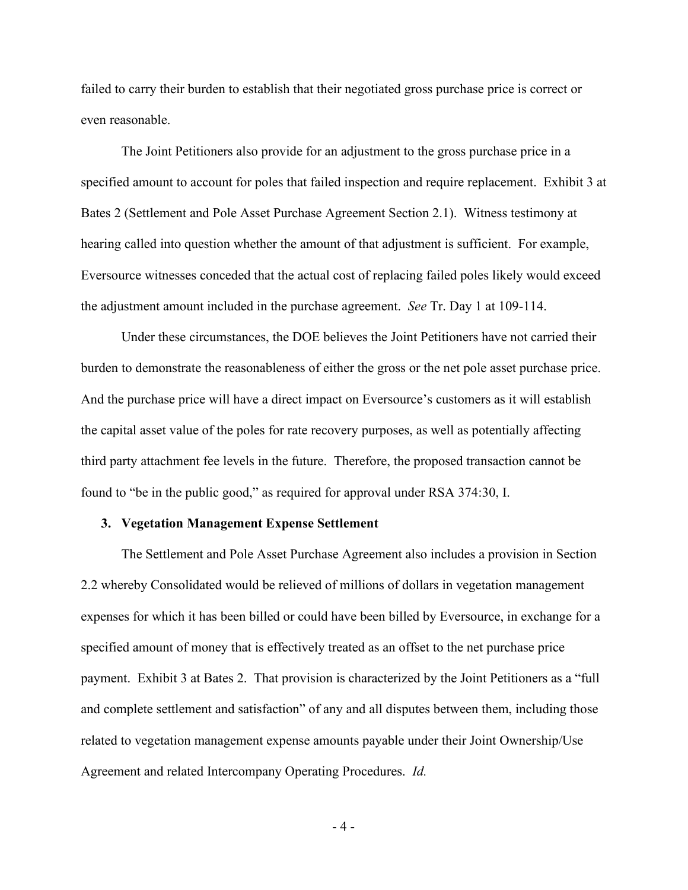failed to carry their burden to establish that their negotiated gross purchase price is correct or even reasonable.

The Joint Petitioners also provide for an adjustment to the gross purchase price in a specified amount to account for poles that failed inspection and require replacement. Exhibit 3 at Bates 2 (Settlement and Pole Asset Purchase Agreement Section 2.1). Witness testimony at hearing called into question whether the amount of that adjustment is sufficient. For example, Eversource witnesses conceded that the actual cost of replacing failed poles likely would exceed the adjustment amount included in the purchase agreement. *See* Tr. Day 1 at 109-114.

Under these circumstances, the DOE believes the Joint Petitioners have not carried their burden to demonstrate the reasonableness of either the gross or the net pole asset purchase price. And the purchase price will have a direct impact on Eversource's customers as it will establish the capital asset value of the poles for rate recovery purposes, as well as potentially affecting third party attachment fee levels in the future. Therefore, the proposed transaction cannot be found to "be in the public good," as required for approval under RSA 374:30, I.

### 3. Vegetation Management Expense Settlement

The Settlement and Pole Asset Purchase Agreement also includes a provision in Section 2.2 whereby Consolidated would be relieved of millions of dollars in vegetation management expenses for which it has been billed or could have been billed by Eversource, in exchange for a specified amount of money that is effectively treated as an offset to the net purchase price payment. Exhibit 3 at Bates 2. That provision is characterized by the Joint Petitioners as a "full and complete settlement and satisfaction" of any and all disputes between them, including those related to vegetation management expense amounts payable under their Joint Ownership/Use Agreement and related Intercompany Operating Procedures. *Id.*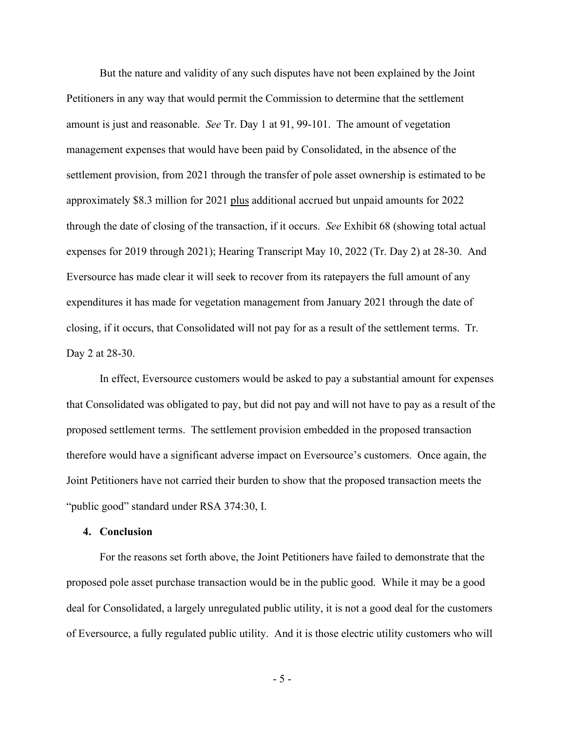But the nature and validity of any such disputes have not been explained by the Joint Petitioners in any way that would permit the Commission to determine that the settlement amount is just and reasonable. *See* Tr. Day 1 at 91, 99-101. The amount of vegetation management expenses that would have been paid by Consolidated, in the absence of the settlement provision, from 2021 through the transfer of pole asset ownership is estimated to be approximately \$8.3 million for 2021 <u>plus</u> additional accrued but unpaid amounts for 2022 through the date of closing of the transaction, if it occurs. *See* Exhibit 68 (showing total actual expenses for 2019 through 2021); Hearing Transcript May 10, 2022 (Tr. Day 2) at 28-30. And Eversource has made clear it will seek to recover from its ratepayers the full amount of any expenditures it has made for vegetation management from January 2021 through the date of closing, if it occurs, that Consolidated will not pay for as a result of the settlement terms. Tr. Day 2 at 28-30.

In effect, Eversource customers would be asked to pay a substantial amount for expenses that Consolidated was obligated to pay, but did not pay and will not have to pay as a result of the proposed settlement terms. The settlement provision embedded in the proposed transaction therefore would have a significant adverse impact on Eversource's customers. Once again, the Joint Petitioners have not carried their burden to show that the proposed transaction meets the "public good" standard under RSA 374:30, I.

**4. Conclusion**

For the reasons set forth above, the Joint Petitioners have failed to demonstrate that the proposed pole asset purchase transaction would be in the public good. While it may be a good deal for Consolidated, a largely unregulated public utility, it is not a good deal for the customers of Eversource, a fully regulated public utility. And it is those electric utility customers who will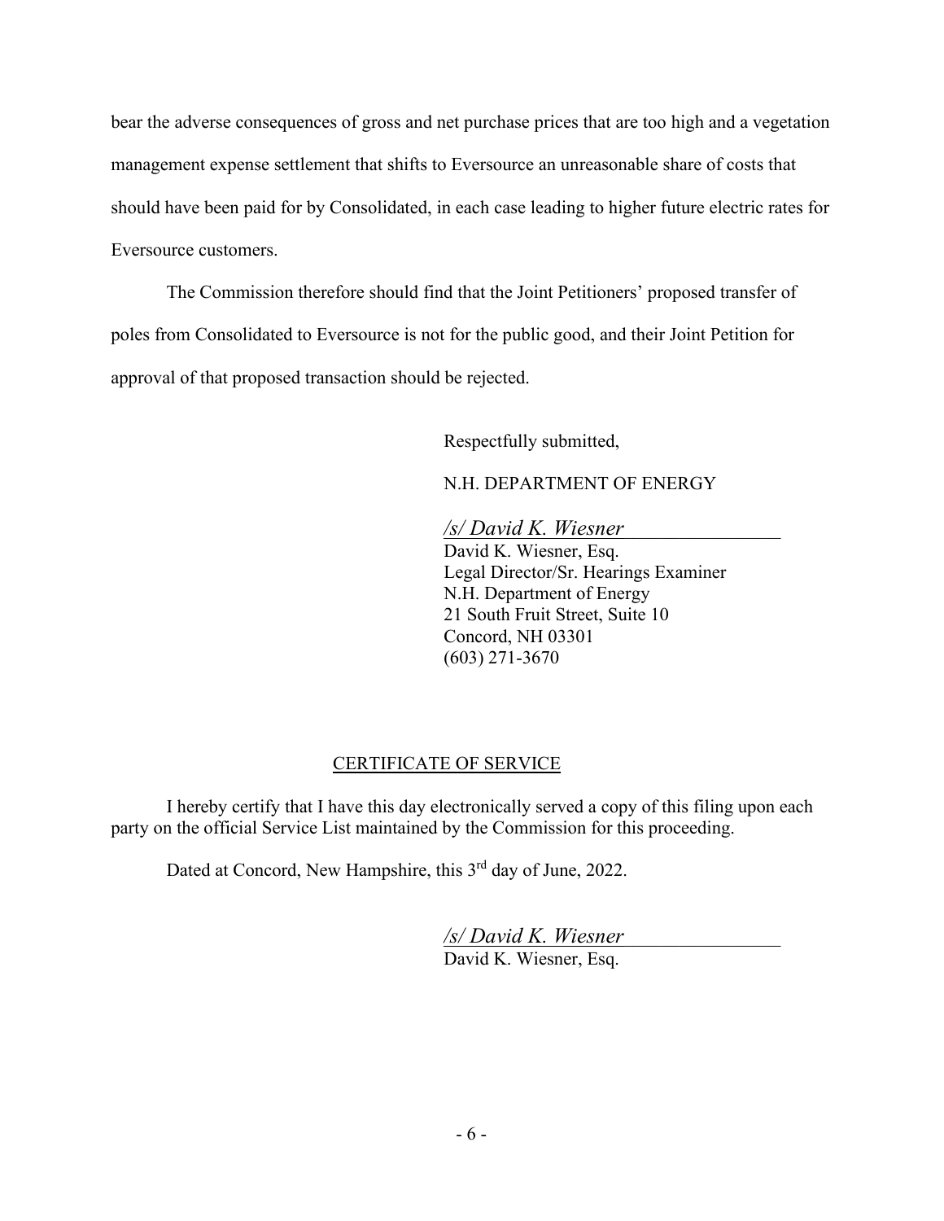bear the adverse consequences of gross and net purchase prices that are too high and a vegetation management expense settlement that shifts to Eversource an unreasonable share of costs that should have been paid for by Consolidated, in each case leading to higher future electric rates for Eversource customers.

The Commission therefore should find that the Joint Petitioners' proposed transfer of poles from Consolidated to Eversource is not for the public good, and their Joint Petition for approval of that proposed transaction should be rejected.

Respectfully submitted,

N.H. DEPARTMENT OF ENERGY

*/s/ David K. Wiesner*
David K. Wiesner, Esq.
Legal Director/Sr. Hearings Examiner
N.H. Department of Energy
21 South Fruit Street, Suite 10
Concord, NH 03301
(603) 271-3670

CERTIFICATE OF SERVICE

I hereby certify that I have this day electronically served a copy of this filing upon each party on the official Service List maintained by the Commission for this proceeding.

Dated at Concord, New Hampshire, this 3rd day of June, 2022.

*/s/ David K. Wiesner*
David K. Wiesner, Esq.